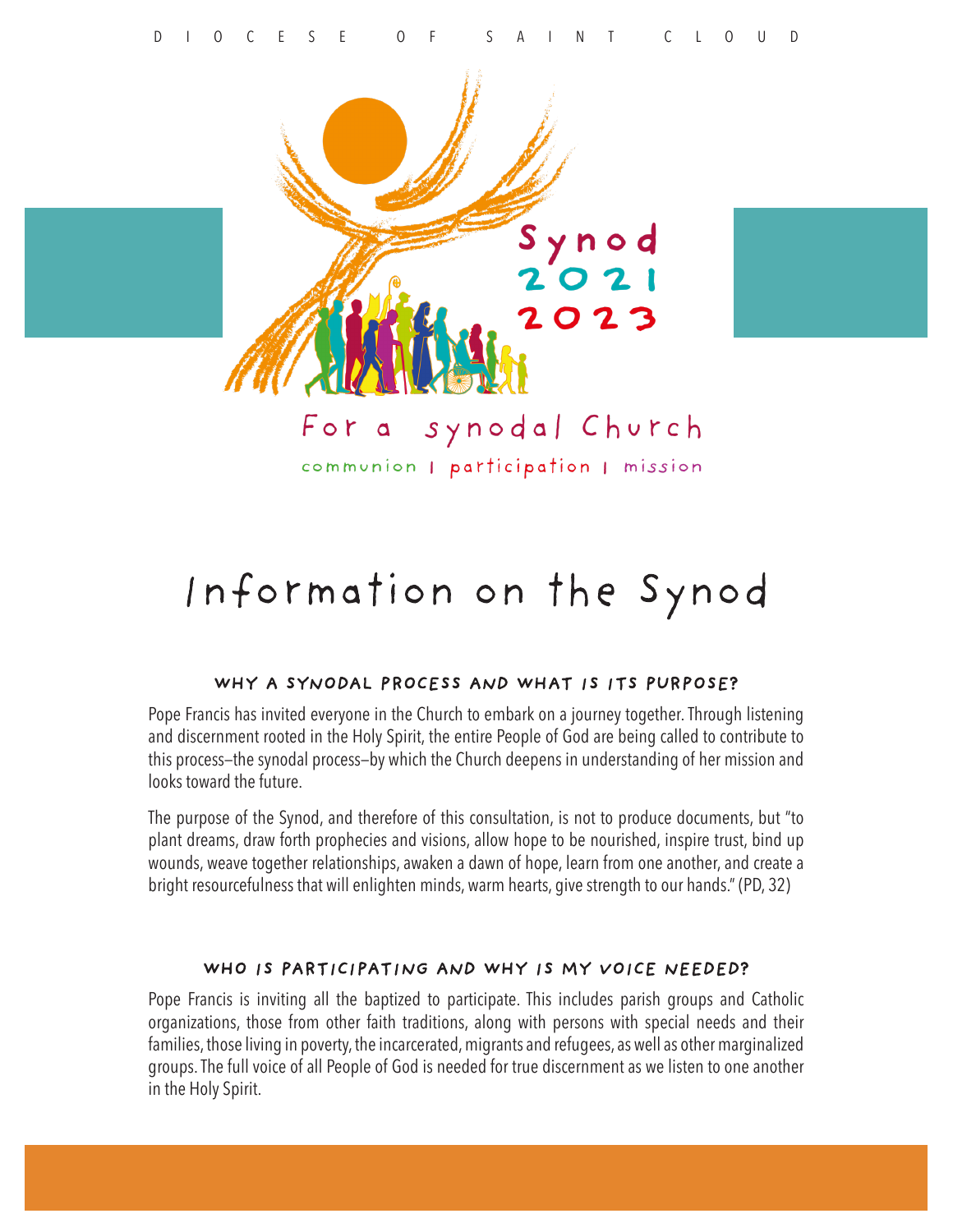D I O C E S E   O F   S A I N T   C L O U D

Synod 2021 2023

For a synodal Church

communion | participation | mission

# Information on the Synod

### WHY A SYNODAL PROCESS AND WHAT IS ITS PURPOSE?

Pope Francis has invited everyone in the Church to embark on a journey together. Through listening and discernment rooted in the Holy Spirit, the entire People of God are being called to contribute to this process—the synodal process—by which the Church deepens in understanding of her mission and looks toward the future.

The purpose of the Synod, and therefore of this consultation, is not to produce documents, but "to plant dreams, draw forth prophecies and visions, allow hope to be nourished, inspire trust, bind up wounds, weave together relationships, awaken a dawn of hope, learn from one another, and create a bright resourcefulness that will enlighten minds, warm hearts, give strength to our hands." (PD, 32)

### WHO IS PARTICIPATING AND WHY IS MY VOICE NEEDED?

Pope Francis is inviting all the baptized to participate. This includes parish groups and Catholic organizations, those from other faith traditions, along with persons with special needs and their families, those living in poverty, the incarcerated, migrants and refugees, as well as other marginalized groups. The full voice of all People of God is needed for true discernment as we listen to one another in the Holy Spirit.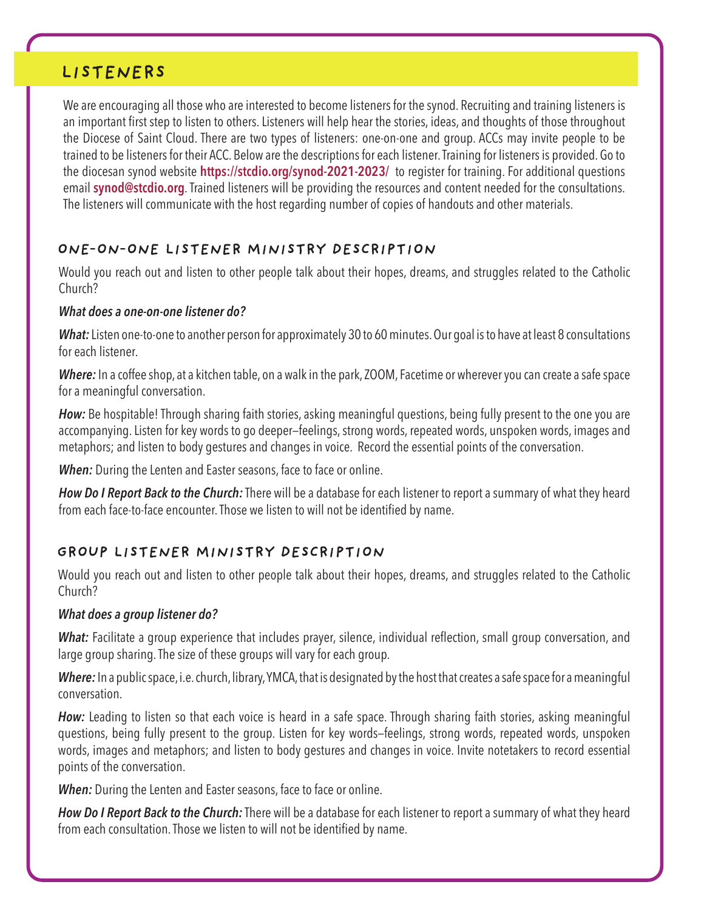# LISTENERS

We are encouraging all those who are interested to become listeners for the synod. Recruiting and training listeners is an important first step to listen to others. Listeners will help hear the stories, ideas, and thoughts of those throughout the Diocese of Saint Cloud. There are two types of listeners: one-on-one and group. ACCs may invite people to be trained to be listeners for their ACC. Below are the descriptions for each listener. Training for listeners is provided. Go to the diocesan synod website **https://stcdio.org/synod-2021-2023/** to register for training. For additional questions email **synod@stcdio.org**. Trained listeners will be providing the resources and content needed for the consultations. The listeners will communicate with the host regarding number of copies of handouts and other materials.

## ONE-ON-ONE LISTENER MINISTRY DESCRIPTION

Would you reach out and listen to other people talk about their hopes, dreams, and struggles related to the Catholic Church?

***What does a one-on-one listener do?***

***What:*** Listen one-to-one to another person for approximately 30 to 60 minutes. Our goal is to have at least 8 consultations for each listener.

***Where:*** In a coffee shop, at a kitchen table, on a walk in the park, ZOOM, Facetime or wherever you can create a safe space for a meaningful conversation.

***How:*** Be hospitable! Through sharing faith stories, asking meaningful questions, being fully present to the one you are accompanying. Listen for key words to go deeper—feelings, strong words, repeated words, unspoken words, images and metaphors; and listen to body gestures and changes in voice. Record the essential points of the conversation.

***When:*** During the Lenten and Easter seasons, face to face or online.

***How Do I Report Back to the Church:*** There will be a database for each listener to report a summary of what they heard from each face-to-face encounter. Those we listen to will not be identified by name.

## GROUP LISTENER MINISTRY DESCRIPTION

Would you reach out and listen to other people talk about their hopes, dreams, and struggles related to the Catholic Church?

***What does a group listener do?***

***What:*** Facilitate a group experience that includes prayer, silence, individual reflection, small group conversation, and large group sharing. The size of these groups will vary for each group.

***Where:*** In a public space, i.e. church, library, YMCA, that is designated by the host that creates a safe space for a meaningful conversation.

***How:*** Leading to listen so that each voice is heard in a safe space. Through sharing faith stories, asking meaningful questions, being fully present to the group. Listen for key words—feelings, strong words, repeated words, unspoken words, images and metaphors; and listen to body gestures and changes in voice. Invite notetakers to record essential points of the conversation.

***When:*** During the Lenten and Easter seasons, face to face or online.

***How Do I Report Back to the Church:*** There will be a database for each listener to report a summary of what they heard from each consultation. Those we listen to will not be identified by name.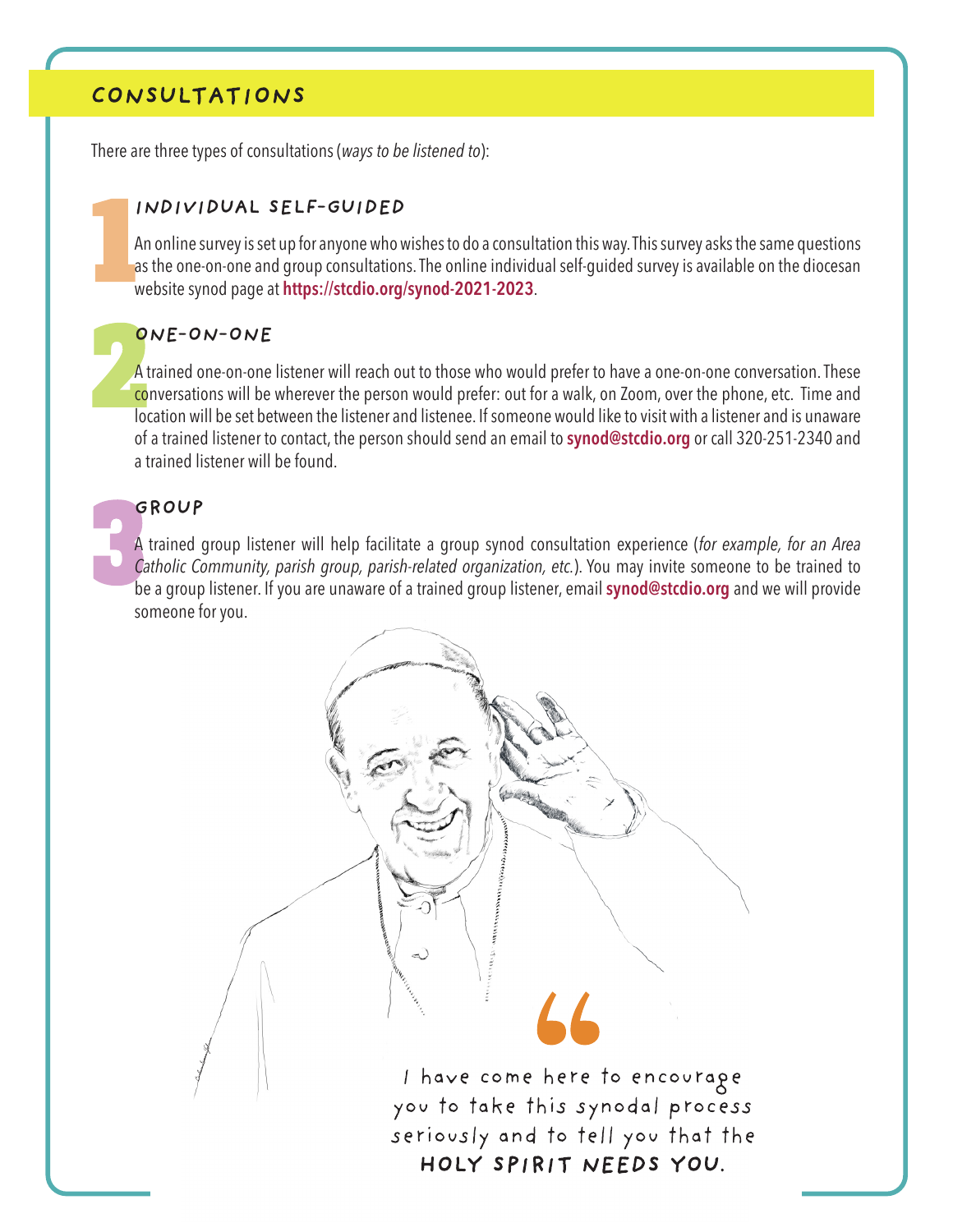## CONSULTATIONS

There are three types of consultations (*ways to be listened to*):

### 1 INDIVIDUAL SELF-GUIDED

An online survey is set up for anyone who wishes to do a consultation this way. This survey asks the same questions as the one-on-one and group consultations. The online individual self-guided survey is available on the diocesan website synod page at **https://stcdio.org/synod-2021-2023**.

### 2 ONE-ON-ONE

A trained one-on-one listener will reach out to those who would prefer to have a one-on-one conversation. These conversations will be wherever the person would prefer: out for a walk, on Zoom, over the phone, etc. Time and location will be set between the listener and listenee. If someone would like to visit with a listener and is unaware of a trained listener to contact, the person should send an email to **synod@stcdio.org** or call 320-251-2340 and a trained listener will be found.

### 3 GROUP

A trained group listener will help facilitate a group synod consultation experience (*for example, for an Area Catholic Community, parish group, parish-related organization, etc.*). You may invite someone to be trained to be a group listener. If you are unaware of a trained group listener, email **synod@stcdio.org** and we will provide someone for you.

> "I have come here to encourage you to take this synodal process seriously and to tell you that the **HOLY SPIRIT NEEDS YOU.**